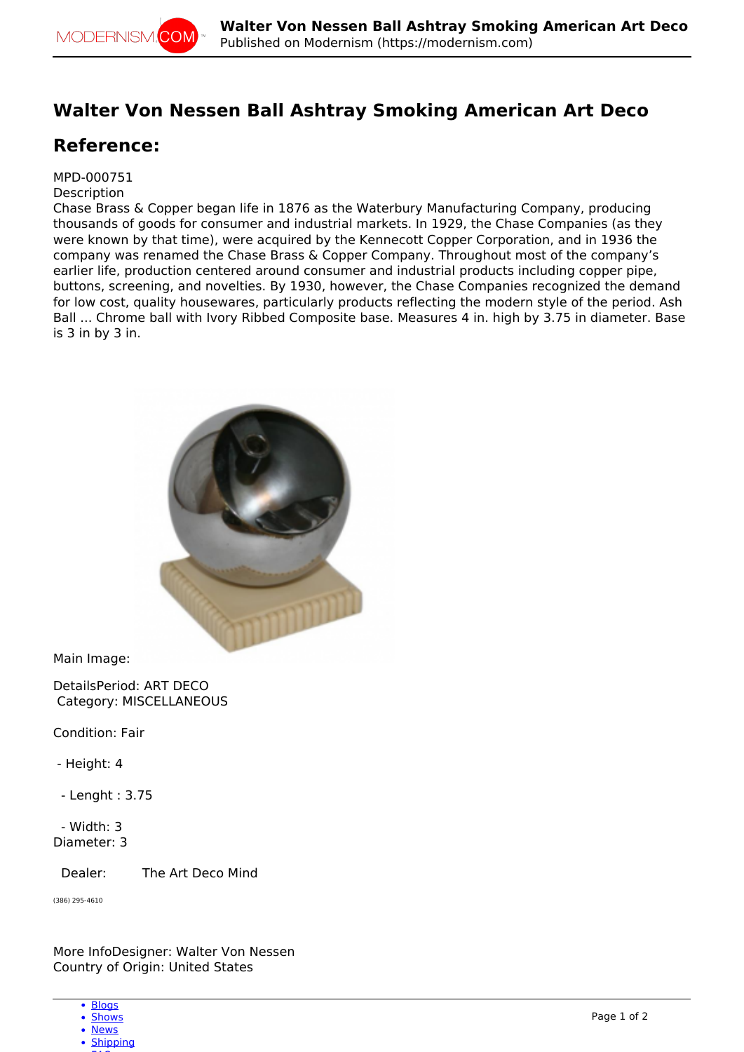# Walter Von Nessen Ball Ashtray Smoking American Art Deco

## Reference:

MPD-000751
Description
Chase Brass & Copper began life in 1876 as the Waterbury Manufacturing Company, producing thousands of goods for consumer and industrial markets. In 1929, the Chase Companies (as they were known by that time), were acquired by the Kennecott Copper Corporation, and in 1936 the company was renamed the Chase Brass & Copper Company. Throughout most of the company's earlier life, production centered around consumer and industrial products including copper pipe, buttons, screening, and novelties. By 1930, however, the Chase Companies recognized the demand for low cost, quality housewares, particularly products reflecting the modern style of the period. Ash Ball ... Chrome ball with Ivory Ribbed Composite base. Measures 4 in. high by 3.75 in diameter. Base is 3 in by 3 in.

Main Image:

DetailsPeriod: ART DECO
Category: MISCELLANEOUS

Condition: Fair

- Height: 4

- Lenght : 3.75

- Width: 3

Diameter: 3

Dealer: The Art Deco Mind

(386) 295-4610

More InfoDesigner: Walter Von Nessen
Country of Origin: United States

- Blogs
- Shows
- News
- Shipping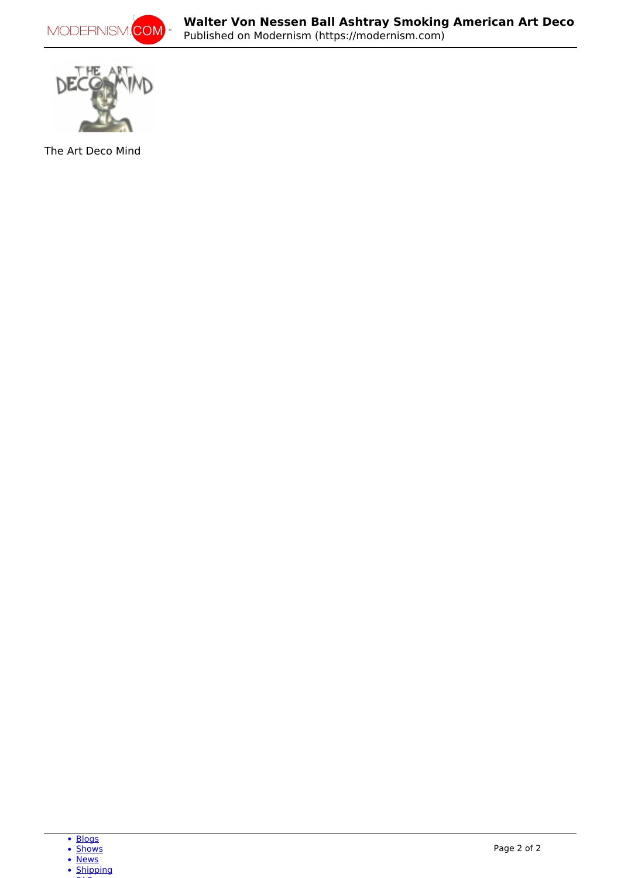The Art Deco Mind

- Blogs
- Shows
- News
- Shipping